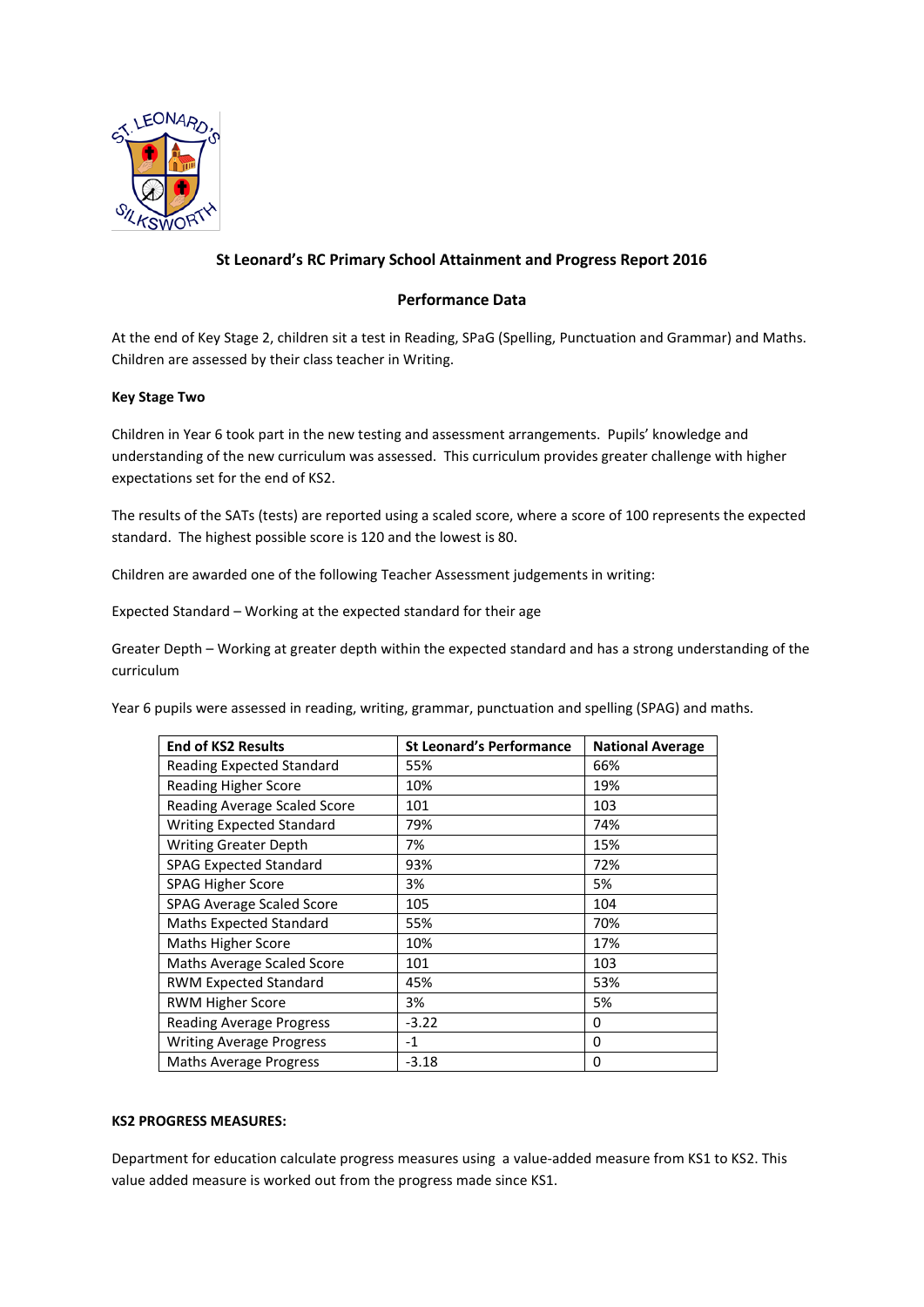## St Leonard's RC Primary School Attainment and Progress Report 2016

### Performance Data

At the end of Key Stage 2, children sit a test in Reading, SPaG (Spelling, Punctuation and Grammar) and Maths. Children are assessed by their class teacher in Writing.

**Key Stage Two**

Children in Year 6 took part in the new testing and assessment arrangements. Pupils' knowledge and understanding of the new curriculum was assessed. This curriculum provides greater challenge with higher expectations set for the end of KS2.

The results of the SATs (tests) are reported using a scaled score, where a score of 100 represents the expected standard. The highest possible score is 120 and the lowest is 80.

Children are awarded one of the following Teacher Assessment judgements in writing:

Expected Standard – Working at the expected standard for their age

Greater Depth – Working at greater depth within the expected standard and has a strong understanding of the curriculum

Year 6 pupils were assessed in reading, writing, grammar, punctuation and spelling (SPAG) and maths.

| End of KS2 Results | St Leonard's Performance | National Average |
|---|---|---|
| Reading Expected Standard | 55% | 66% |
| Reading Higher Score | 10% | 19% |
| Reading Average Scaled Score | 101 | 103 |
| Writing Expected Standard | 79% | 74% |
| Writing Greater Depth | 7% | 15% |
| SPAG Expected Standard | 93% | 72% |
| SPAG Higher Score | 3% | 5% |
| SPAG Average Scaled Score | 105 | 104 |
| Maths Expected Standard | 55% | 70% |
| Maths Higher Score | 10% | 17% |
| Maths Average Scaled Score | 101 | 103 |
| RWM Expected Standard | 45% | 53% |
| RWM Higher Score | 3% | 5% |
| Reading Average Progress | -3.22 | 0 |
| Writing Average Progress | -1 | 0 |
| Maths Average Progress | -3.18 | 0 |

**KS2 PROGRESS MEASURES:**

Department for education calculate progress measures using a value-added measure from KS1 to KS2. This value added measure is worked out from the progress made since KS1.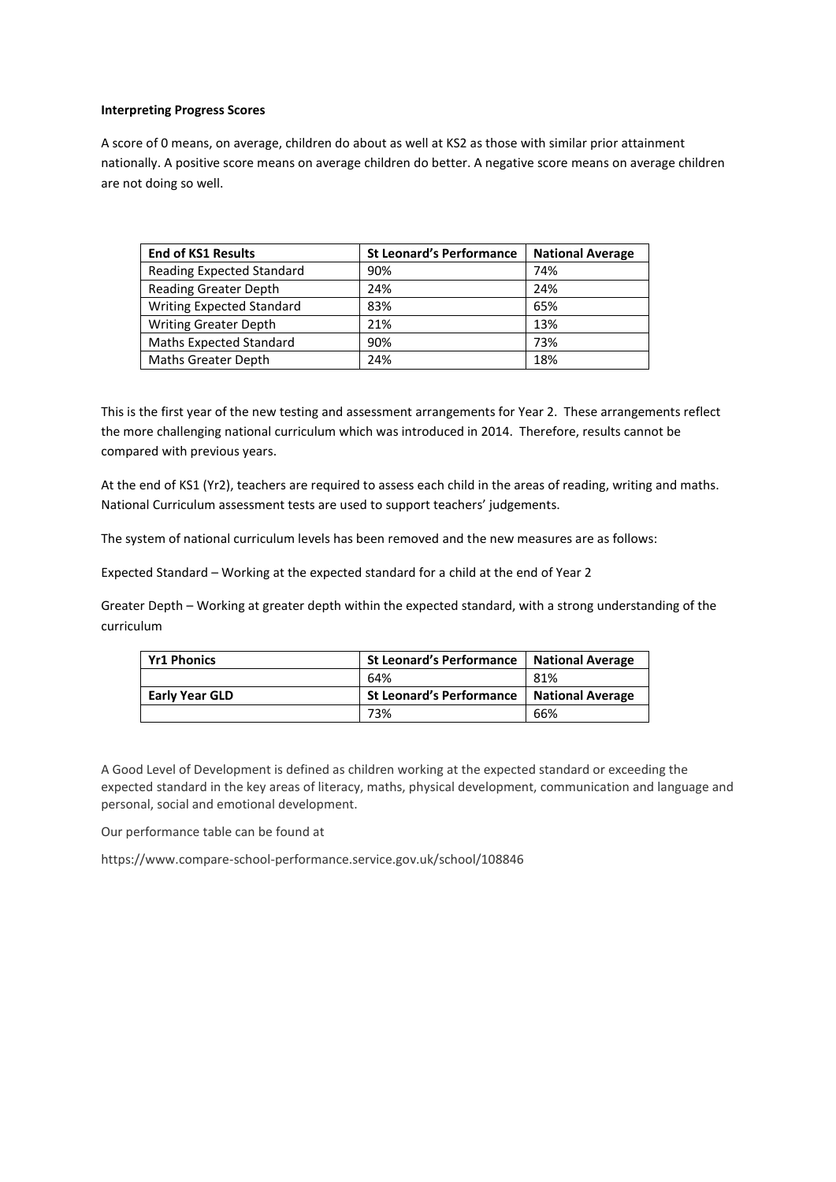**Interpreting Progress Scores**

A score of 0 means, on average, children do about as well at KS2 as those with similar prior attainment nationally. A positive score means on average children do better. A negative score means on average children are not doing so well.

| End of KS1 Results | St Leonard's Performance | National Average |
|---|---|---|
| Reading Expected Standard | 90% | 74% |
| Reading Greater Depth | 24% | 24% |
| Writing Expected Standard | 83% | 65% |
| Writing Greater Depth | 21% | 13% |
| Maths Expected Standard | 90% | 73% |
| Maths Greater Depth | 24% | 18% |

This is the first year of the new testing and assessment arrangements for Year 2. These arrangements reflect the more challenging national curriculum which was introduced in 2014. Therefore, results cannot be compared with previous years.

At the end of KS1 (Yr2), teachers are required to assess each child in the areas of reading, writing and maths. National Curriculum assessment tests are used to support teachers' judgements.

The system of national curriculum levels has been removed and the new measures are as follows:

Expected Standard – Working at the expected standard for a child at the end of Year 2

Greater Depth – Working at greater depth within the expected standard, with a strong understanding of the curriculum

| Yr1 Phonics | St Leonard's Performance | National Average |
|---|---|---|
| | 64% | 81% |
| **Early Year GLD** | **St Leonard's Performance** | **National Average** |
| | 73% | 66% |

A Good Level of Development is defined as children working at the expected standard or exceeding the expected standard in the key areas of literacy, maths, physical development, communication and language and personal, social and emotional development.

Our performance table can be found at

https://www.compare-school-performance.service.gov.uk/school/108846